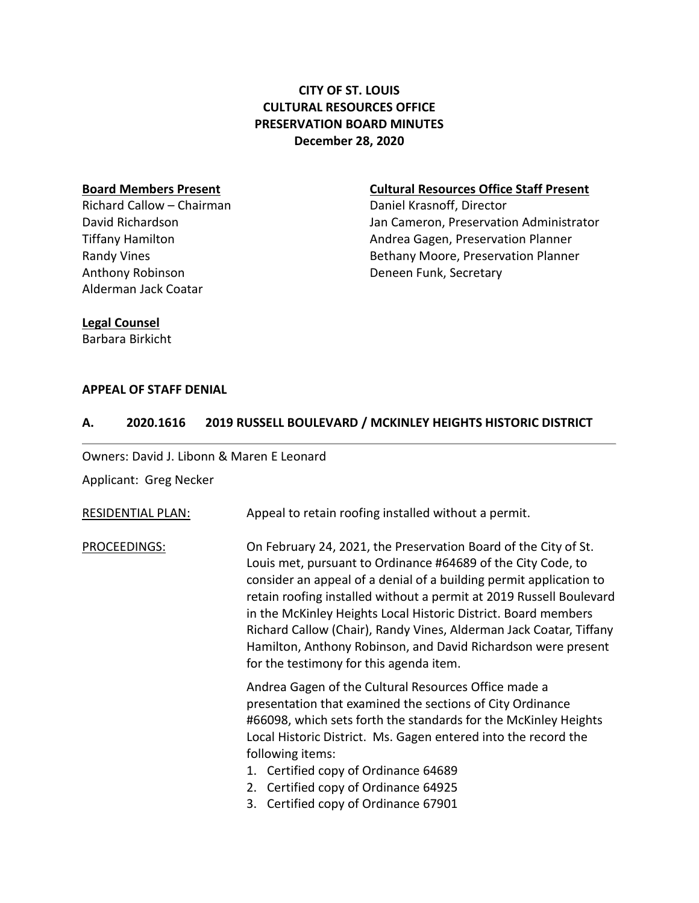# CITY OF ST. LOUIS
# CULTURAL RESOURCES OFFICE
# PRESERVATION BOARD MINUTES
# December 28, 2020

**Board Members Present**

Richard Callow – Chairman
David Richardson
Tiffany Hamilton
Randy Vines
Anthony Robinson
Alderman Jack Coatar

**Cultural Resources Office Staff Present**

Daniel Krasnoff, Director
Jan Cameron, Preservation Administrator
Andrea Gagen, Preservation Planner
Bethany Moore, Preservation Planner
Deneen Funk, Secretary

**Legal Counsel**

Barbara Birkicht

**APPEAL OF STAFF DENIAL**

**A. 2020.1616 2019 RUSSELL BOULEVARD / MCKINLEY HEIGHTS HISTORIC DISTRICT**

---

Owners: David J. Libonn & Maren E Leonard

Applicant: Greg Necker

RESIDENTIAL PLAN: Appeal to retain roofing installed without a permit.

PROCEEDINGS: On February 24, 2021, the Preservation Board of the City of St. Louis met, pursuant to Ordinance #64689 of the City Code, to consider an appeal of a denial of a building permit application to retain roofing installed without a permit at 2019 Russell Boulevard in the McKinley Heights Local Historic District. Board members Richard Callow (Chair), Randy Vines, Alderman Jack Coatar, Tiffany Hamilton, Anthony Robinson, and David Richardson were present for the testimony for this agenda item.

Andrea Gagen of the Cultural Resources Office made a presentation that examined the sections of City Ordinance #66098, which sets forth the standards for the McKinley Heights Local Historic District. Ms. Gagen entered into the record the following items:

1. Certified copy of Ordinance 64689
2. Certified copy of Ordinance 64925
3. Certified copy of Ordinance 67901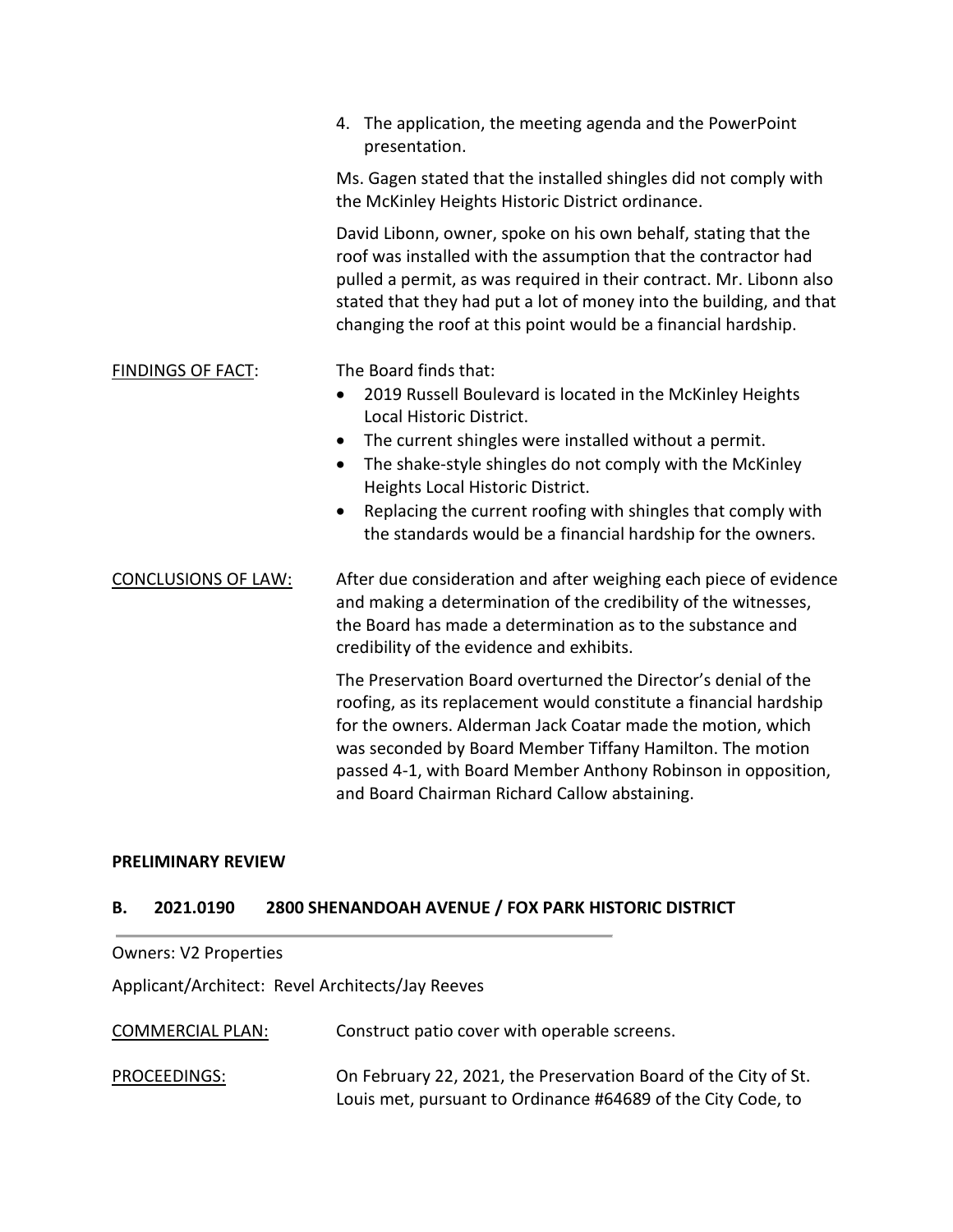4. The application, the meeting agenda and the PowerPoint presentation.

Ms. Gagen stated that the installed shingles did not comply with the McKinley Heights Historic District ordinance.

David Libonn, owner, spoke on his own behalf, stating that the roof was installed with the assumption that the contractor had pulled a permit, as was required in their contract. Mr. Libonn also stated that they had put a lot of money into the building, and that changing the roof at this point would be a financial hardship.

<u>FINDINGS OF FACT</u>: The Board finds that:

- 2019 Russell Boulevard is located in the McKinley Heights Local Historic District.
- The current shingles were installed without a permit.
- The shake-style shingles do not comply with the McKinley Heights Local Historic District.
- Replacing the current roofing with shingles that comply with the standards would be a financial hardship for the owners.

<u>CONCLUSIONS OF LAW</u>: After due consideration and after weighing each piece of evidence and making a determination of the credibility of the witnesses, the Board has made a determination as to the substance and credibility of the evidence and exhibits.

The Preservation Board overturned the Director's denial of the roofing, as its replacement would constitute a financial hardship for the owners. Alderman Jack Coatar made the motion, which was seconded by Board Member Tiffany Hamilton. The motion passed 4-1, with Board Member Anthony Robinson in opposition, and Board Chairman Richard Callow abstaining.

**PRELIMINARY REVIEW**

**B. 2021.0190 2800 SHENANDOAH AVENUE / FOX PARK HISTORIC DISTRICT**

Owners: V2 Properties

Applicant/Architect: Revel Architects/Jay Reeves

<u>COMMERCIAL PLAN:</u> Construct patio cover with operable screens.

<u>PROCEEDINGS:</u> On February 22, 2021, the Preservation Board of the City of St. Louis met, pursuant to Ordinance #64689 of the City Code, to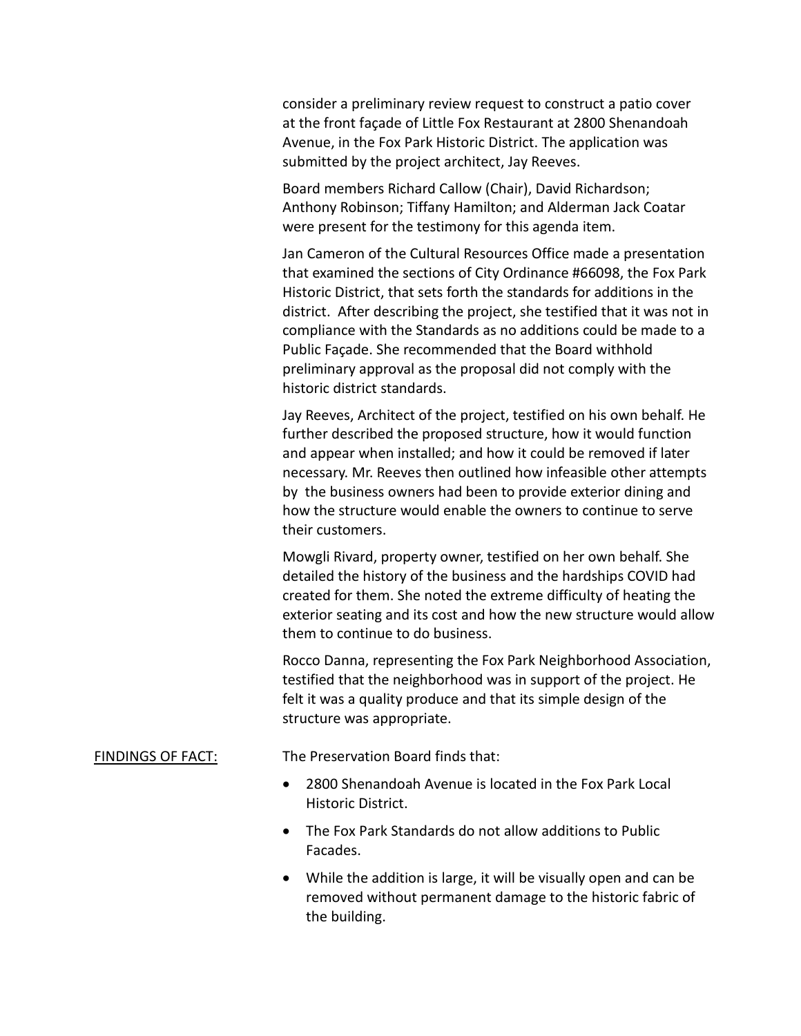consider a preliminary review request to construct a patio cover at the front façade of Little Fox Restaurant at 2800 Shenandoah Avenue, in the Fox Park Historic District. The application was submitted by the project architect, Jay Reeves.

Board members Richard Callow (Chair), David Richardson; Anthony Robinson; Tiffany Hamilton; and Alderman Jack Coatar were present for the testimony for this agenda item.

Jan Cameron of the Cultural Resources Office made a presentation that examined the sections of City Ordinance #66098, the Fox Park Historic District, that sets forth the standards for additions in the district. After describing the project, she testified that it was not in compliance with the Standards as no additions could be made to a Public Façade. She recommended that the Board withhold preliminary approval as the proposal did not comply with the historic district standards.

Jay Reeves, Architect of the project, testified on his own behalf. He further described the proposed structure, how it would function and appear when installed; and how it could be removed if later necessary. Mr. Reeves then outlined how infeasible other attempts by the business owners had been to provide exterior dining and how the structure would enable the owners to continue to serve their customers.

Mowgli Rivard, property owner, testified on her own behalf. She detailed the history of the business and the hardships COVID had created for them. She noted the extreme difficulty of heating the exterior seating and its cost and how the new structure would allow them to continue to do business.

Rocco Danna, representing the Fox Park Neighborhood Association, testified that the neighborhood was in support of the project. He felt it was a quality produce and that its simple design of the structure was appropriate.

<u>FINDINGS OF FACT:</u> The Preservation Board finds that:

- 2800 Shenandoah Avenue is located in the Fox Park Local Historic District.
- The Fox Park Standards do not allow additions to Public Facades.
- While the addition is large, it will be visually open and can be removed without permanent damage to the historic fabric of the building.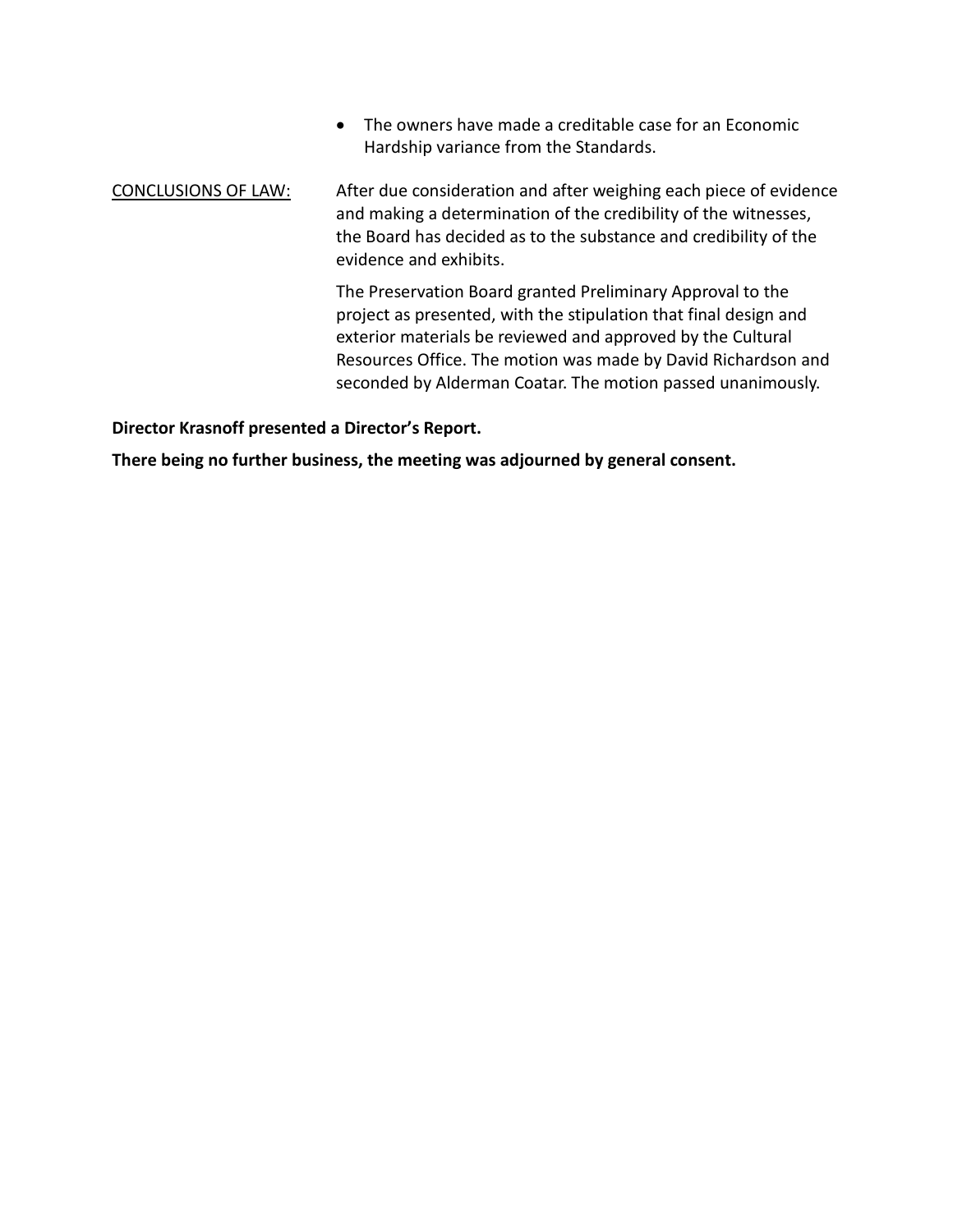- The owners have made a creditable case for an Economic Hardship variance from the Standards.

<u>CONCLUSIONS OF LAW:</u> After due consideration and after weighing each piece of evidence and making a determination of the credibility of the witnesses, the Board has decided as to the substance and credibility of the evidence and exhibits.

The Preservation Board granted Preliminary Approval to the project as presented, with the stipulation that final design and exterior materials be reviewed and approved by the Cultural Resources Office. The motion was made by David Richardson and seconded by Alderman Coatar. The motion passed unanimously.

**Director Krasnoff presented a Director's Report.**

**There being no further business, the meeting was adjourned by general consent.**